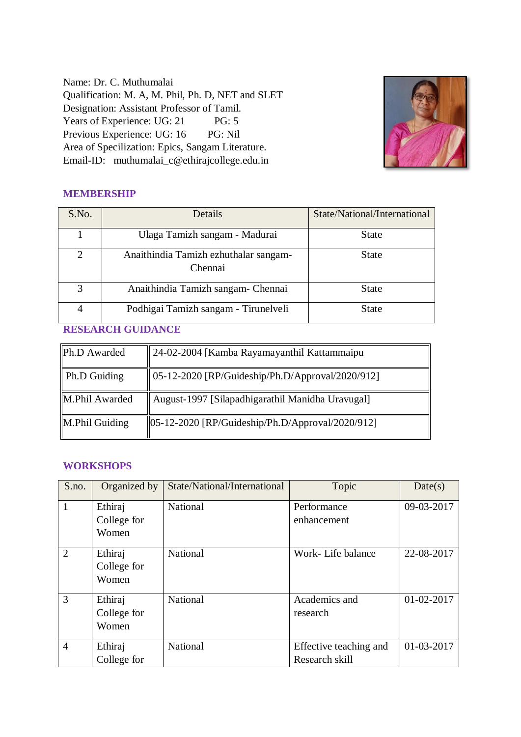Name: Dr. C. Muthumalai
Qualification: M. A, M. Phil, Ph. D, NET and SLET
Designation: Assistant Professor of Tamil.
Years of Experience: UG: 21 PG: 5
Previous Experience: UG: 16 PG: Nil
Area of Specilization: Epics, Sangam Literature.
Email-ID: muthumalai_c@ethirajcollege.edu.in

## MEMBERSHIP

| S.No. | Details | State/National/International |
|---|---|---|
| 1 | Ulaga Tamizh sangam - Madurai | State |
| 2 | Anaithindia Tamizh ezhuthalar sangam- Chennai | State |
| 3 | Anaithindia Tamizh sangam- Chennai | State |
| 4 | Podhigai Tamizh sangam - Tirunelveli | State |

## RESEARCH GUIDANCE

| | |
|---|---|
| Ph.D Awarded | 24-02-2004 [Kamba Rayamayanthil Kattammaipu |
| Ph.D Guiding | 05-12-2020 [RP/Guideship/Ph.D/Approval/2020/912] |
| M.Phil Awarded | August-1997 [Silapadhigarathil Manidha Uravugal] |
| M.Phil Guiding | 05-12-2020 [RP/Guideship/Ph.D/Approval/2020/912] |

## WORKSHOPS

| S.no. | Organized by | State/National/International | Topic | Date(s) |
|---|---|---|---|---|
| 1 | Ethiraj College for Women | National | Performance enhancement | 09-03-2017 |
| 2 | Ethiraj College for Women | National | Work- Life balance | 22-08-2017 |
| 3 | Ethiraj College for Women | National | Academics and research | 01-02-2017 |
| 4 | Ethiraj College for | National | Effective teaching and Research skill | 01-03-2017 |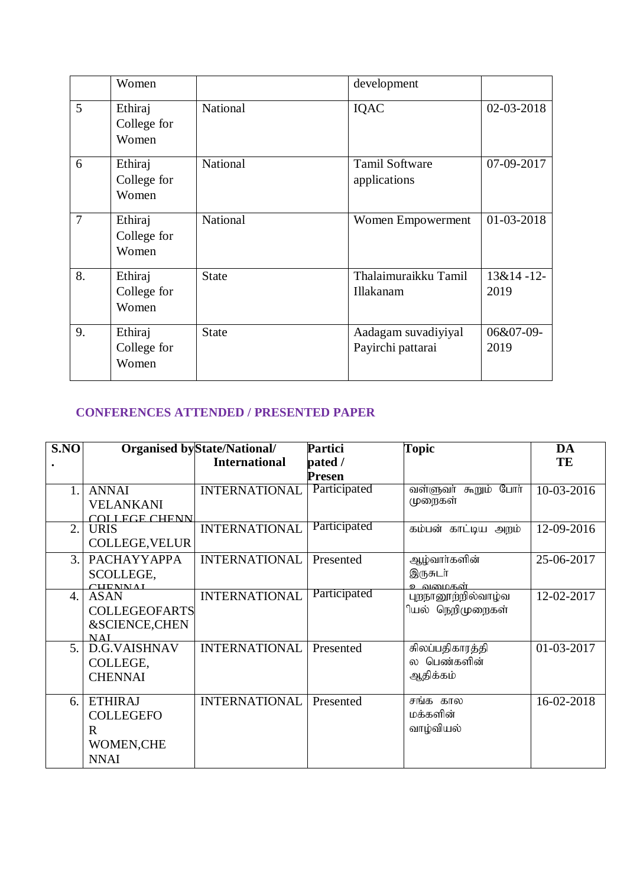|  | Women |  | development |  |
|---|---|---|---|---|
| 5 | Ethiraj College for Women | National | IQAC | 02-03-2018 |
| 6 | Ethiraj College for Women | National | Tamil Software applications | 07-09-2017 |
| 7 | Ethiraj College for Women | National | Women Empowerment | 01-03-2018 |
| 8. | Ethiraj College for Women | State | Thalaimuraikku Tamil Illakanam | 13&14 -12-2019 |
| 9. | Ethiraj College for Women | State | Aadagam suvadiyiyal Payirchi pattarai | 06&07-09-2019 |

## CONFERENCES ATTENDED / PRESENTED PAPER

| S.NO. | Organised by | State/National/ International | Participated / Presen | Topic | DATE |
|---|---|---|---|---|---|
| 1. | ANNAI VELANKANI COLLEGE CHENN | INTERNATIONAL | Participated | வள்ளுவர் கூறும் போர் முறைகள் | 10-03-2016 |
| 2. | URIS COLLEGE,VELUR | INTERNATIONAL | Participated | கம்பன் காட்டிய அறம் | 12-09-2016 |
| 3. | PACHAYYAPPA SCOLLEGE, CHENNAI | INTERNATIONAL | Presented | ஆழ்வார்களின் இருசுடர் உவமைகள் | 25-06-2017 |
| 4. | ASAN COLLEGEOFARTS &SCIENCE,CHENNAI | INTERNATIONAL | Participated | புறநானூற்றில்வாழ்வியல் நெறிமுறைகள் | 12-02-2017 |
| 5. | D.G.VAISHNAV COLLEGE, CHENNAI | INTERNATIONAL | Presented | சிலப்பதிகாரத்தில பெண்களின் ஆதிக்கம் | 01-03-2017 |
| 6. | ETHIRAJ COLLEGEFOR WOMEN,CHENNAI | INTERNATIONAL | Presented | சங்க கால மக்களின் வாழ்வியல் | 16-02-2018 |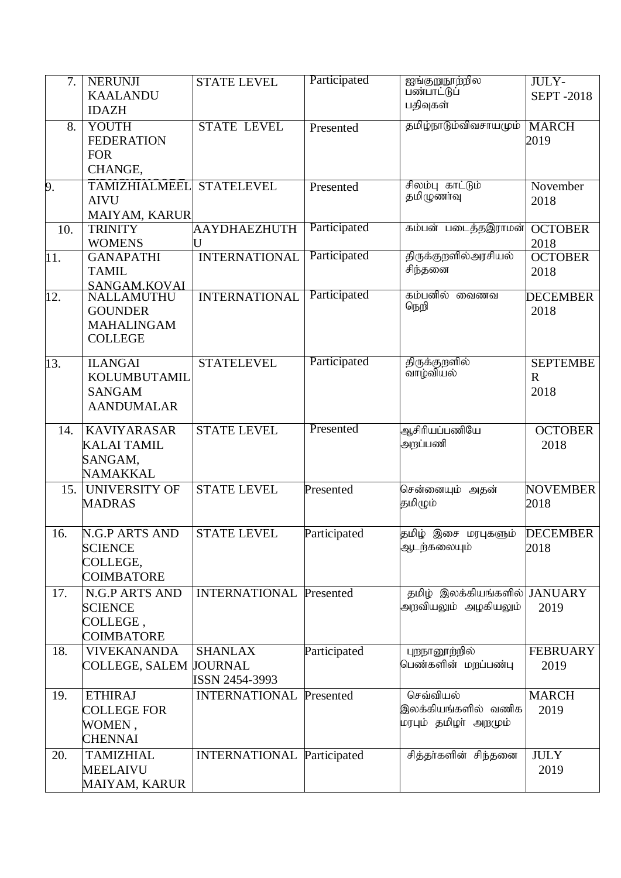| 7. | NERUNJI KAALANDU IDAZH | STATE LEVEL | Participated | ஐங்குறுநூற்றில பண்பாட்டுப் பதிவுகள் | JULY-SEPT -2018 |
|---|---|---|---|---|---|
| 8. | YOUTH FEDERATION FOR CHANGE, | STATE LEVEL | Presented | தமிழ்நாடும்விவசாயமும் | MARCH 2019 |
| 9. | TAMIZHIALMEEL AIVU MAIYAM, KARUR | STATELEVEL | Presented | சிலம்பு காட்டும் தமிழுணர்வு | November 2018 |
| 10. | TRINITY WOMENS | AAYDHAEZHUTHU | Participated | கம்பன் படைத்தஇராமன் | OCTOBER 2018 |
| 11. | GANAPATHI TAMIL SANGAM,KOVAI | INTERNATIONAL | Participated | திருக்குறளில்அரசியல் சிந்தனை | OCTOBER 2018 |
| 12. | NALLAMUTHU GOUNDER MAHALINGAM COLLEGE | INTERNATIONAL | Participated | கம்பனில் வைணவ நெறி | DECEMBER 2018 |
| 13. | ILANGAI KOLUMBUTAMIL SANGAM AANDUMALAR | STATELEVEL | Participated | திருக்குறளில் வாழ்வியல் | SEPTEMBER 2018 |
| 14. | KAVIYARASAR KALAI TAMIL SANGAM, NAMAKKAL | STATE LEVEL | Presented | ஆசிரியப்பணியே அறப்பணி | OCTOBER 2018 |
| 15. | UNIVERSITY OF MADRAS | STATE LEVEL | Presented | சென்னையும் அதன் தமிழும் | NOVEMBER 2018 |
| 16. | N.G.P ARTS AND SCIENCE COLLEGE, COIMBATORE | STATE LEVEL | Participated | தமிழ் இசை மரபுகளும் ஆடற்கலையும் | DECEMBER 2018 |
| 17. | N.G.P ARTS AND SCIENCE COLLEGE , COIMBATORE | INTERNATIONAL | Presented | தமிழ் இலக்கியங்களில் அறவியலும் அழகியலும் | JANUARY 2019 |
| 18. | VIVEKANANDA COLLEGE, SALEM | SHANLAX JOURNAL ISSN 2454-3993 | Participated | புறநானூற்றில் பெண்களின் மறப்பண்பு | FEBRUARY 2019 |
| 19. | ETHIRAJ COLLEGE FOR WOMEN , CHENNAI | INTERNATIONAL | Presented | செவ்வியல் இலக்கியங்களில் வணிக மரபும் தமிழர் அறமும் | MARCH 2019 |
| 20. | TAMIZHIAL MEELAIVU MAIYAM, KARUR | INTERNATIONAL | Participated | சித்தர்களின் சிந்தனை | JULY 2019 |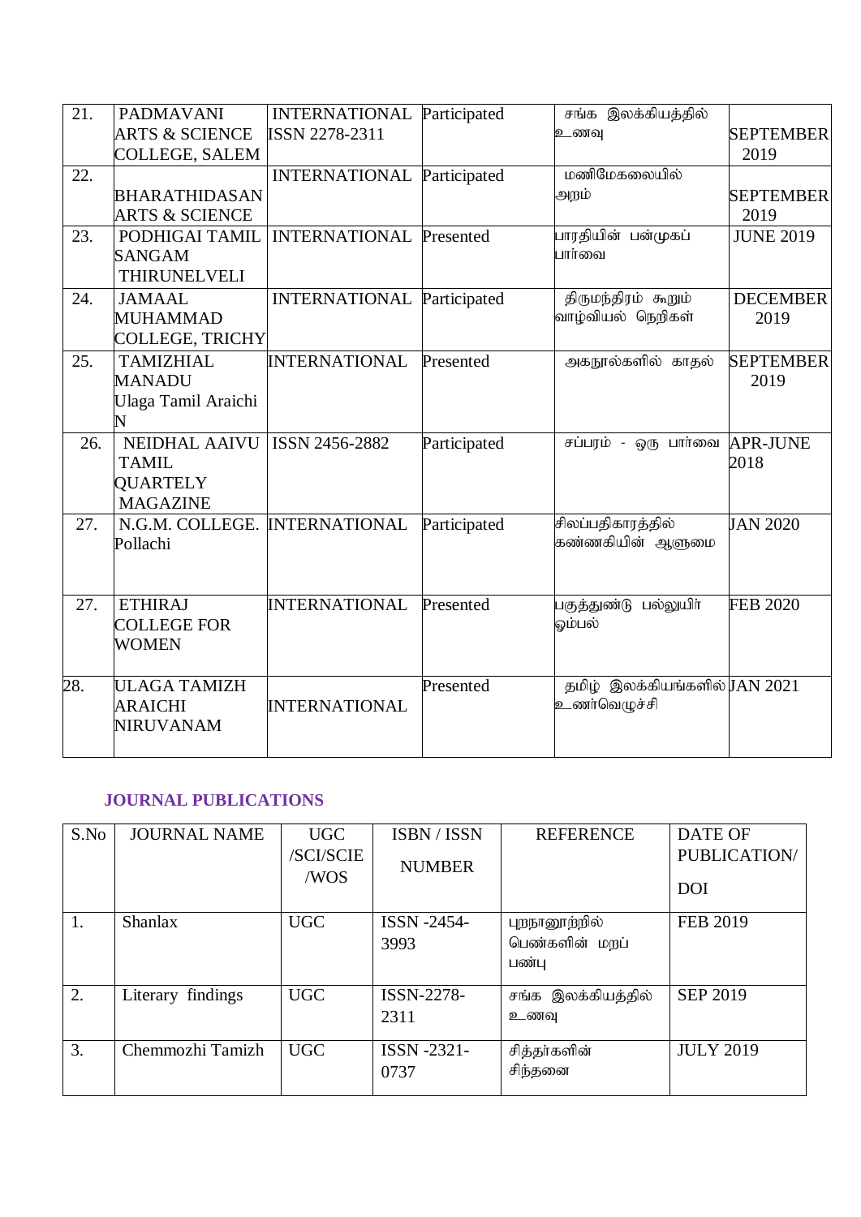| 21. | PADMAVANI ARTS & SCIENCE COLLEGE, SALEM | INTERNATIONAL ISSN 2278-2311 | Participated | சங்க இலக்கியத்தில் உணவு | SEPTEMBER 2019 |
|---|---|---|---|---|---|
| 22. | BHARATHIDASAN ARTS & SCIENCE | INTERNATIONAL | Participated | மணிமேகலையில் அறம் | SEPTEMBER 2019 |
| 23. | PODHIGAI TAMIL SANGAM THIRUNELVELI | INTERNATIONAL | Presented | பாரதியின் பன்முகப் பார்வை | JUNE 2019 |
| 24. | JAMAAL MUHAMMAD COLLEGE, TRICHY | INTERNATIONAL | Participated | திருமந்திரம் கூறும் வாழ்வியல் நெறிகள் | DECEMBER 2019 |
| 25. | TAMIZHIAL MANADU Ulaga Tamil Araichi N | INTERNATIONAL | Presented | அகநூல்களில் காதல் | SEPTEMBER 2019 |
| 26. | NEIDHAL AAIVU TAMIL QUARTELY MAGAZINE | ISSN 2456-2882 | Participated | சப்பரம் - ஒரு பார்வை | APR-JUNE 2018 |
| 27. | N.G.M. COLLEGE. Pollachi | INTERNATIONAL | Participated | சிலப்பதிகாரத்தில் கண்ணகியின் ஆளுமை | JAN 2020 |
| 27. | ETHIRAJ COLLEGE FOR WOMEN | INTERNATIONAL | Presented | பகுத்துண்டு பல்லுயிர் ஓம்பல் | FEB 2020 |
| 28. | ULAGA TAMIZH ARAICHI NIRUVANAM | INTERNATIONAL | Presented | தமிழ் இலக்கியங்களில் உணர்வெழுச்சி | JAN 2021 |

### JOURNAL PUBLICATIONS

| S.No | JOURNAL NAME | UGC /SCI/SCIE /WOS | ISBN / ISSN NUMBER | REFERENCE | DATE OF PUBLICATION/ DOI |
|---|---|---|---|---|---|
| 1. | Shanlax | UGC | ISSN -2454-3993 | புறநானூற்றில் பெண்களின் மறப் பண்பு | FEB 2019 |
| 2. | Literary findings | UGC | ISSN-2278-2311 | சங்க இலக்கியத்தில் உணவு | SEP 2019 |
| 3. | Chemmozhi Tamizh | UGC | ISSN -2321-0737 | சித்தர்களின் சிந்தனை | JULY 2019 |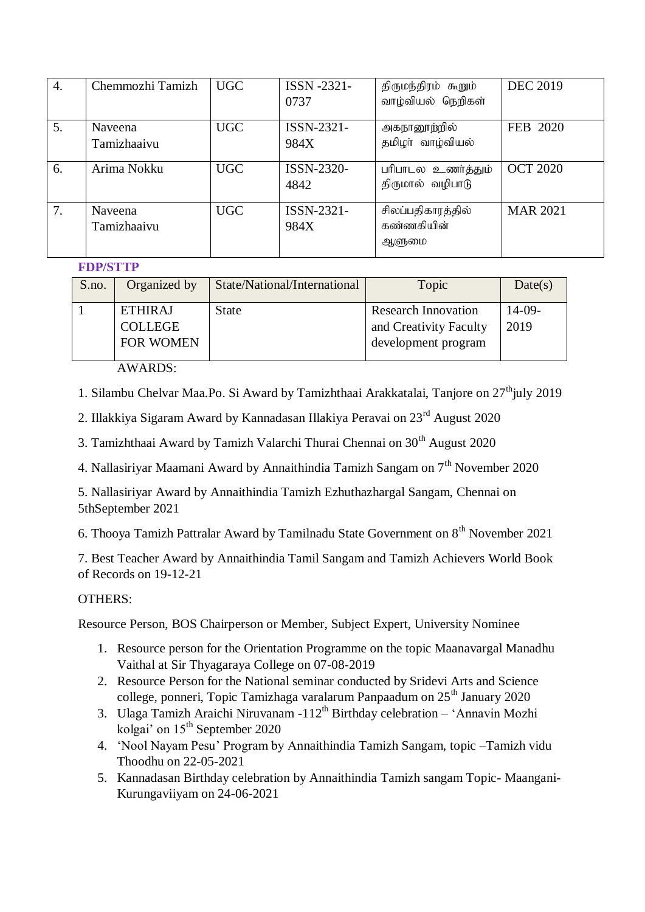| | | | | | |
|---|---|---|---|---|---|
| 4. | Chemmozhi Tamizh | UGC | ISSN -2321-0737 | திருமந்திரம் கூறும் வாழ்வியல் நெறிகள் | DEC 2019 |
| 5. | Naveena Tamizhaaivu | UGC | ISSN-2321-984X | அகநானூற்றில் தமிழர் வாழ்வியல் | FEB 2020 |
| 6. | Arima Nokku | UGC | ISSN-2320-4842 | பரிபாடல உணர்த்தும் திருமால் வழிபாடு | OCT 2020 |
| 7. | Naveena Tamizhaaivu | UGC | ISSN-2321-984X | சிலப்பதிகாரத்தில் கண்ணகியின் ஆளுமை | MAR 2021 |

**FDP/STTP**

| S.no. | Organized by | State/National/International | Topic | Date(s) |
|---|---|---|---|---|
| 1 | ETHIRAJ COLLEGE FOR WOMEN | State | Research Innovation and Creativity Faculty development program | 14-09-2019 |

AWARDS:

1. Silambu Chelvar Maa.Po. Si Award by Tamizhthaai Arakkatalai, Tanjore on 27th july 2019

2. Illakkiya Sigaram Award by Kannadasan Illakiya Peravai on 23rd August 2020

3. Tamizhthaai Award by Tamizh Valarchi Thurai Chennai on 30th August 2020

4. Nallasiriyar Maamani Award by Annaithindia Tamizh Sangam on 7th November 2020

5. Nallasiriyar Award by Annaithindia Tamizh Ezhuthazhargal Sangam, Chennai on 5thSeptember 2021

6. Thooya Tamizh Pattralar Award by Tamilnadu State Government on 8th November 2021

7. Best Teacher Award by Annaithindia Tamil Sangam and Tamizh Achievers World Book of Records on 19-12-21

OTHERS:

Resource Person, BOS Chairperson or Member, Subject Expert, University Nominee

1. Resource person for the Orientation Programme on the topic Maanavargal Manadhu Vaithal at Sir Thyagaraya College on 07-08-2019
2. Resource Person for the National seminar conducted by Sridevi Arts and Science college, ponneri, Topic Tamizhaga varalarum Panpaadum on 25th January 2020
3. Ulaga Tamizh Araichi Niruvanam -112th Birthday celebration – 'Annavin Mozhi kolgai' on 15th September 2020
4. 'Nool Nayam Pesu' Program by Annaithindia Tamizh Sangam, topic –Tamizh vidu Thoodhu on 22-05-2021
5. Kannadasan Birthday celebration by Annaithindia Tamizh sangam Topic- Maangani-Kurungaviiyam on 24-06-2021